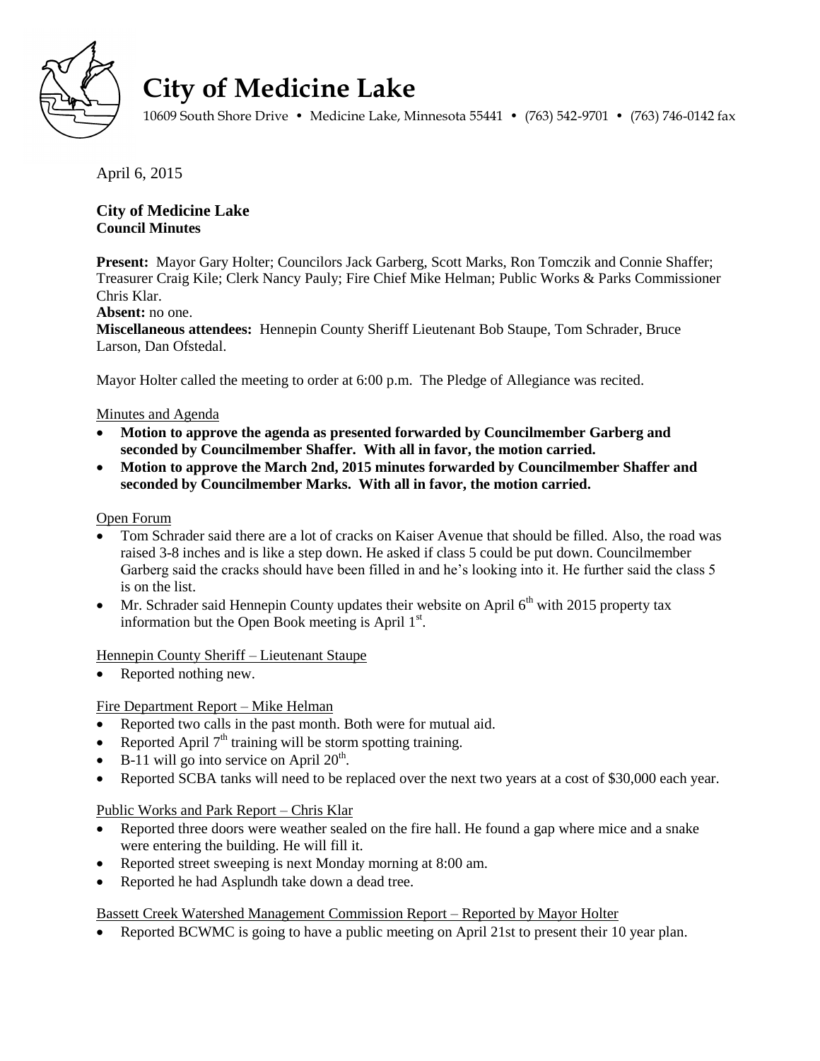# City of Medicine Lake

10609 South Shore Drive • Medicine Lake, Minnesota 55441 • (763) 542-9701 • (763) 746-0142 fax

April 6, 2015

**City of Medicine Lake**
**Council Minutes**

**Present:** Mayor Gary Holter; Councilors Jack Garberg, Scott Marks, Ron Tomczik and Connie Shaffer; Treasurer Craig Kile; Clerk Nancy Pauly; Fire Chief Mike Helman; Public Works & Parks Commissioner Chris Klar.
**Absent:** no one.
**Miscellaneous attendees:** Hennepin County Sheriff Lieutenant Bob Staupe, Tom Schrader, Bruce Larson, Dan Ofstedal.

Mayor Holter called the meeting to order at 6:00 p.m. The Pledge of Allegiance was recited.

Minutes and Agenda

- **Motion to approve the agenda as presented forwarded by Councilmember Garberg and seconded by Councilmember Shaffer. With all in favor, the motion carried.**
- **Motion to approve the March 2nd, 2015 minutes forwarded by Councilmember Shaffer and seconded by Councilmember Marks. With all in favor, the motion carried.**

Open Forum

- Tom Schrader said there are a lot of cracks on Kaiser Avenue that should be filled. Also, the road was raised 3-8 inches and is like a step down. He asked if class 5 could be put down. Councilmember Garberg said the cracks should have been filled in and he's looking into it. He further said the class 5 is on the list.
- Mr. Schrader said Hennepin County updates their website on April 6th with 2015 property tax information but the Open Book meeting is April 1st.

Hennepin County Sheriff – Lieutenant Staupe

- Reported nothing new.

Fire Department Report – Mike Helman

- Reported two calls in the past month. Both were for mutual aid.
- Reported April 7th training will be storm spotting training.
- B-11 will go into service on April 20th.
- Reported SCBA tanks will need to be replaced over the next two years at a cost of $30,000 each year.

Public Works and Park Report – Chris Klar

- Reported three doors were weather sealed on the fire hall. He found a gap where mice and a snake were entering the building. He will fill it.
- Reported street sweeping is next Monday morning at 8:00 am.
- Reported he had Asplundh take down a dead tree.

Bassett Creek Watershed Management Commission Report – Reported by Mayor Holter

- Reported BCWMC is going to have a public meeting on April 21st to present their 10 year plan.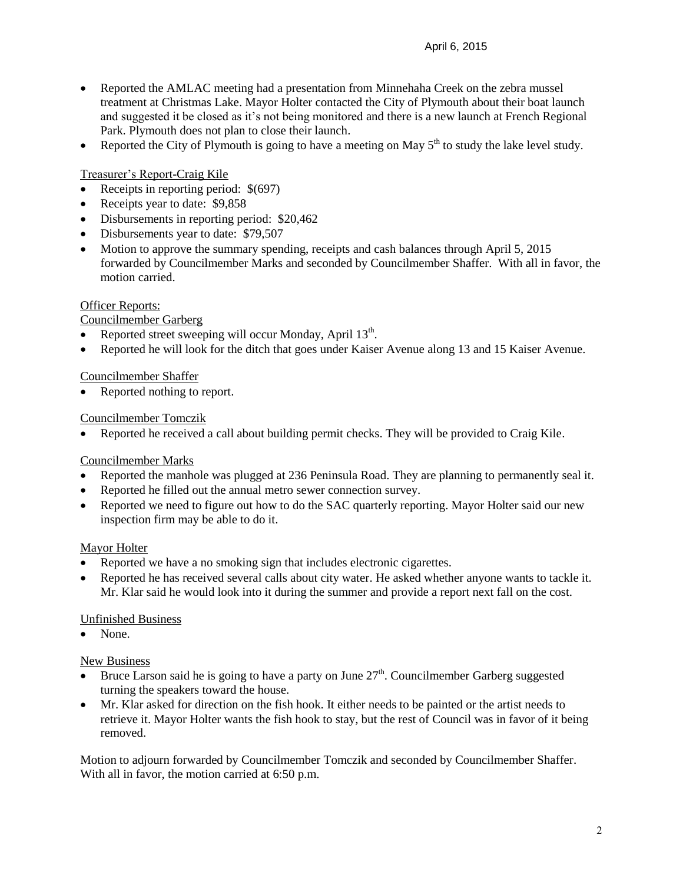- Reported the AMLAC meeting had a presentation from Minnehaha Creek on the zebra mussel treatment at Christmas Lake. Mayor Holter contacted the City of Plymouth about their boat launch and suggested it be closed as it's not being monitored and there is a new launch at French Regional Park. Plymouth does not plan to close their launch.
- Reported the City of Plymouth is going to have a meeting on May 5th to study the lake level study.

Treasurer's Report-Craig Kile

- Receipts in reporting period: $(697)
- Receipts year to date: $9,858
- Disbursements in reporting period: $20,462
- Disbursements year to date: $79,507
- Motion to approve the summary spending, receipts and cash balances through April 5, 2015 forwarded by Councilmember Marks and seconded by Councilmember Shaffer. With all in favor, the motion carried.

Officer Reports:

Councilmember Garberg

- Reported street sweeping will occur Monday, April 13th.
- Reported he will look for the ditch that goes under Kaiser Avenue along 13 and 15 Kaiser Avenue.

Councilmember Shaffer

- Reported nothing to report.

Councilmember Tomczik

- Reported he received a call about building permit checks. They will be provided to Craig Kile.

Councilmember Marks

- Reported the manhole was plugged at 236 Peninsula Road. They are planning to permanently seal it.
- Reported he filled out the annual metro sewer connection survey.
- Reported we need to figure out how to do the SAC quarterly reporting. Mayor Holter said our new inspection firm may be able to do it.

Mayor Holter

- Reported we have a no smoking sign that includes electronic cigarettes.
- Reported he has received several calls about city water. He asked whether anyone wants to tackle it. Mr. Klar said he would look into it during the summer and provide a report next fall on the cost.

Unfinished Business

- None.

New Business

- Bruce Larson said he is going to have a party on June 27th. Councilmember Garberg suggested turning the speakers toward the house.
- Mr. Klar asked for direction on the fish hook. It either needs to be painted or the artist needs to retrieve it. Mayor Holter wants the fish hook to stay, but the rest of Council was in favor of it being removed.

Motion to adjourn forwarded by Councilmember Tomczik and seconded by Councilmember Shaffer. With all in favor, the motion carried at 6:50 p.m.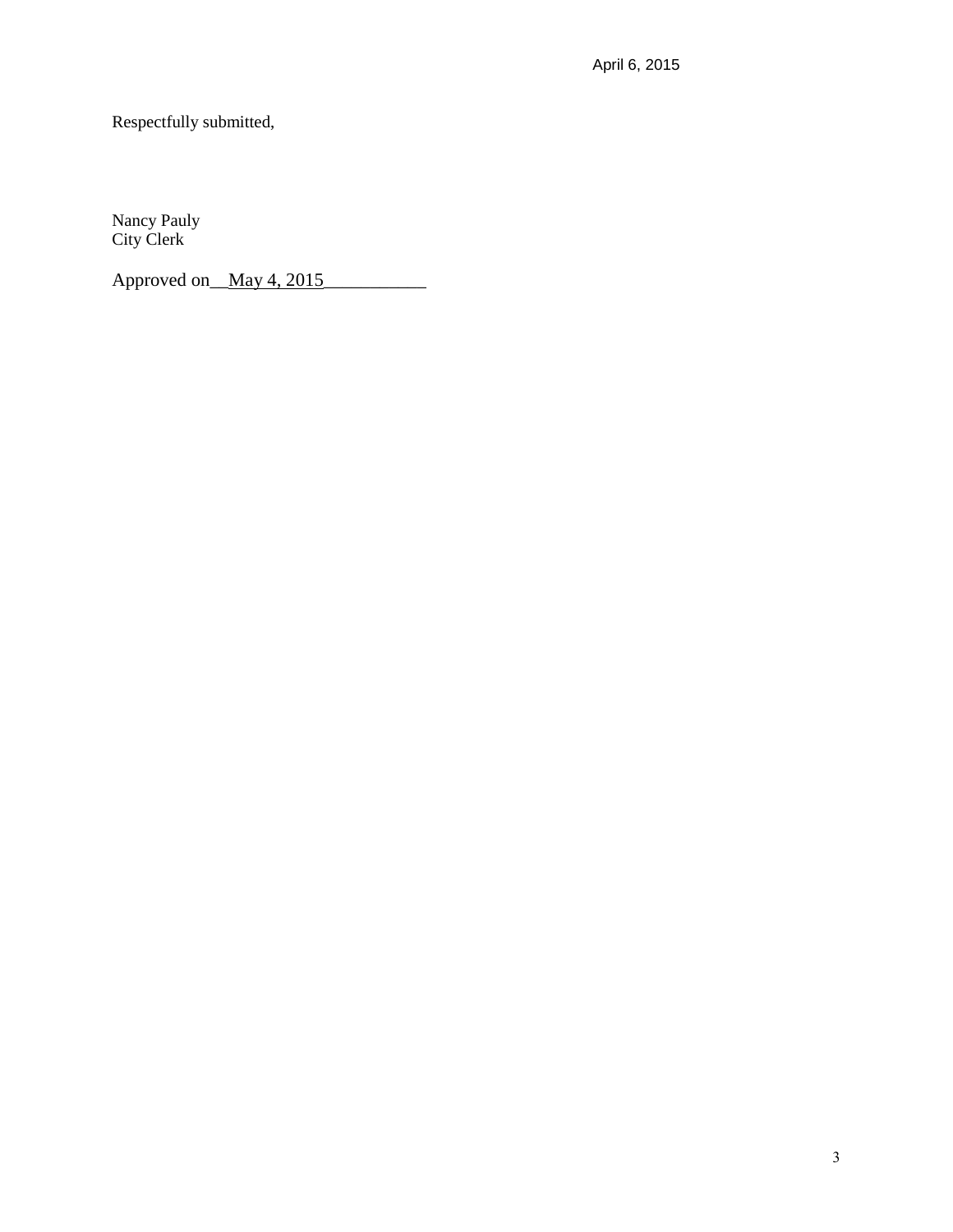Respectfully submitted,

Nancy Pauly
City Clerk

Approved on__May 4, 2015___________